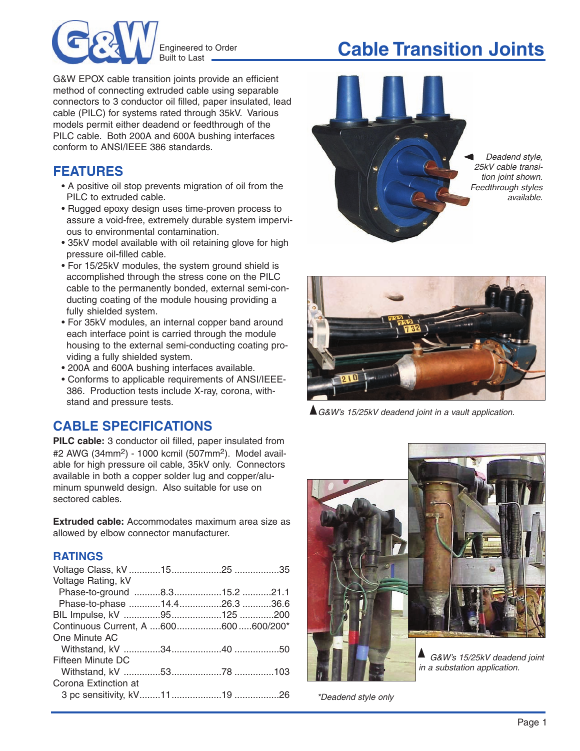# Cable Transition Joints

Engineered to Order
Built to Last

G&W EPOX cable transition joints provide an efficient method of connecting extruded cable using separable connectors to 3 conductor oil filled, paper insulated, lead cable (PILC) for systems rated through 35kV. Various models permit either deadend or feedthrough of the PILC cable. Both 200A and 600A bushing interfaces conform to ANSI/IEEE 386 standards.

## FEATURES

- A positive oil stop prevents migration of oil from the PILC to extruded cable.
- Rugged epoxy design uses time-proven process to assure a void-free, extremely durable system impervious to environmental contamination.
- 35kV model available with oil retaining glove for high pressure oil-filled cable.
- For 15/25kV modules, the system ground shield is accomplished through the stress cone on the PILC cable to the permanently bonded, external semi-conducting coating of the module housing providing a fully shielded system.
- For 35kV modules, an internal copper band around each interface point is carried through the module housing to the external semi-conducting coating providing a fully shielded system.
- 200A and 600A bushing interfaces available.
- Conforms to applicable requirements of ANSI/IEEE-386. Production tests include X-ray, corona, withstand and pressure tests.

## CABLE SPECIFICATIONS

**PILC cable:** 3 conductor oil filled, paper insulated from #2 AWG (34mm$^2$) - 1000 kcmil (507mm$^2$). Model available for high pressure oil cable, 35kV only. Connectors available in both a copper solder lug and copper/aluminum spunweld design. Also suitable for use on sectored cables.

**Extruded cable:** Accommodates maximum area size as allowed by elbow connector manufacturer.

### RATINGS

| | | | |
|---|---|---|---|
| Voltage Class, kV | 15 | 25 | 35 |
| Voltage Rating, kV | | | |
| Phase-to-ground | 8.3 | 15.2 | 21.1 |
| Phase-to-phase | 14.4 | 26.3 | 36.6 |
| BIL Impulse, kV | 95 | 125 | 200 |
| Continuous Current, A | 600 | 600 | 600/200* |
| One Minute AC Withstand, kV | 34 | 40 | 50 |
| Fifteen Minute DC Withstand, kV | 53 | 78 | 103 |
| Corona Extinction at 3 pc sensitivity, kV | 11 | 19 | 26 |

*Deadend style only

*Deadend style, 25kV cable transition joint shown. Feedthrough styles available.*

*G&W's 15/25kV deadend joint in a vault application.*

*G&W's 15/25kV deadend joint in a substation application.*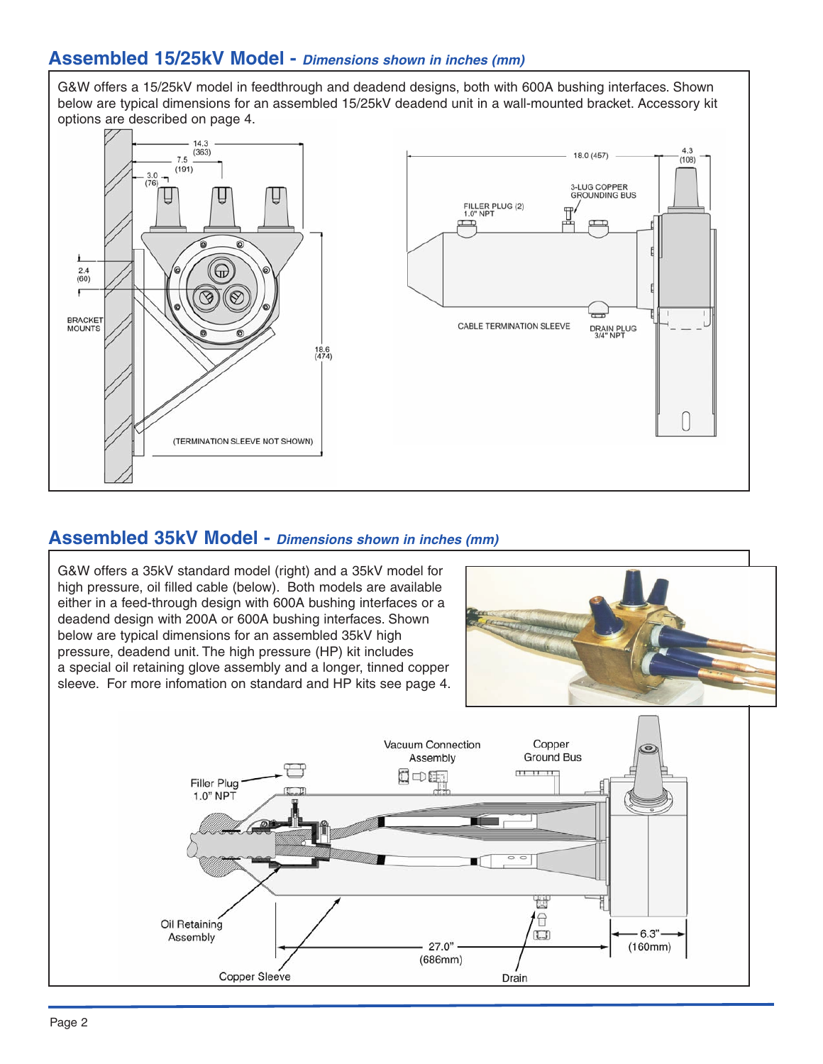## Assembled 15/25kV Model - *Dimensions shown in inches (mm)*

G&W offers a 15/25kV model in feedthrough and deadend designs, both with 600A bushing interfaces. Shown below are typical dimensions for an assembled 15/25kV deadend unit in a wall-mounted bracket. Accessory kit options are described on page 4.

14.3 (363)

7.5 (191)

3.0 (76)

2.4 (60)

BRACKET MOUNTS

18.6 (474)

(TERMINATION SLEEVE NOT SHOWN)

18.0 (457)

4.3 (108)

3-LUG COPPER GROUNDING BUS

FILLER PLUG (2) 1.0" NPT

CABLE TERMINATION SLEEVE

DRAIN PLUG 3/4" NPT

## Assembled 35kV Model - *Dimensions shown in inches (mm)*

G&W offers a 35kV standard model (right) and a 35kV model for high pressure, oil filled cable (below). Both models are available either in a feed-through design with 600A bushing interfaces or a deadend design with 200A or 600A bushing interfaces. Shown below are typical dimensions for an assembled 35kV high pressure, deadend unit. The high pressure (HP) kit includes a special oil retaining glove assembly and a longer, tinned copper sleeve. For more infomation on standard and HP kits see page 4.

Vacuum Connection Assembly

Copper Ground Bus

Filler Plug 1.0" NPT

Oil Retaining Assembly

27.0" (686mm)

6.3" (160mm)

Copper Sleeve

Drain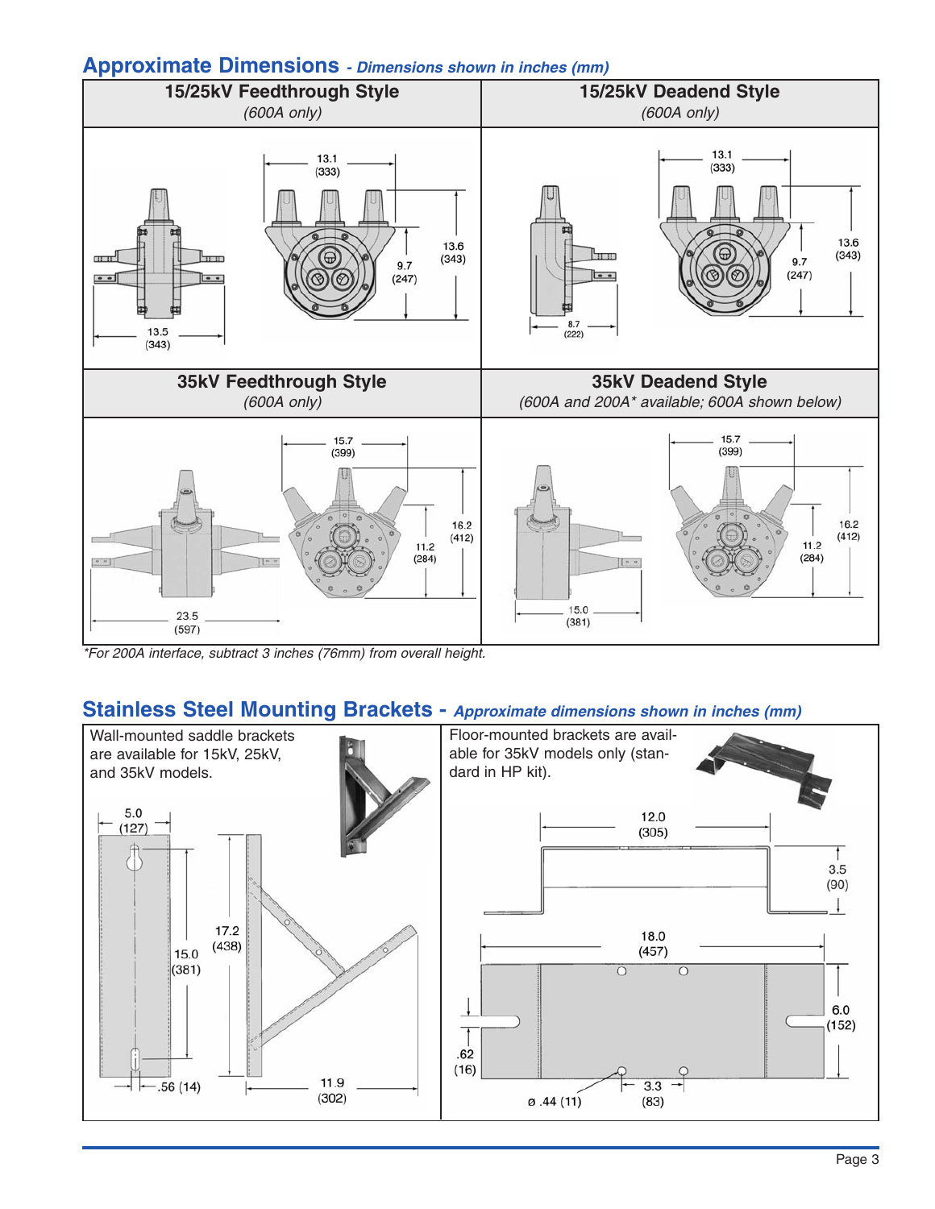## Approximate Dimensions - *Dimensions shown in inches (mm)*

| 15/25kV Feedthrough Style *(600A only)* | 15/25kV Deadend Style *(600A only)* |
| --- | --- |
| 13.1 (333); 13.6 (343); 9.7 (247); 13.5 (343) | 13.1 (333); 13.6 (343); 9.7 (247); 8.7 (222) |
| **35kV Feedthrough Style** *(600A only)* | **35kV Deadend Style** *(600A and 200A* available; 600A shown below)* |
| 15.7 (399); 16.2 (412); 11.2 (284); 23.5 (597) | 15.7 (399); 16.2 (412); 11.2 (284); 15.0 (381) |

*For 200A interface, subtract 3 inches (76mm) from overall height.*

## Stainless Steel Mounting Brackets - *Approximate dimensions shown in inches (mm)*

Wall-mounted saddle brackets are available for 15kV, 25kV, and 35kV models.

5.0 (127); 15.0 (381); 17.2 (438); .56 (14); 11.9 (302)

Floor-mounted brackets are available for 35kV models only (standard in HP kit).

12.0 (305); 3.5 (90); 18.0 (457); 6.0 (152); .62 (16); ø .44 (11); 3.3 (83)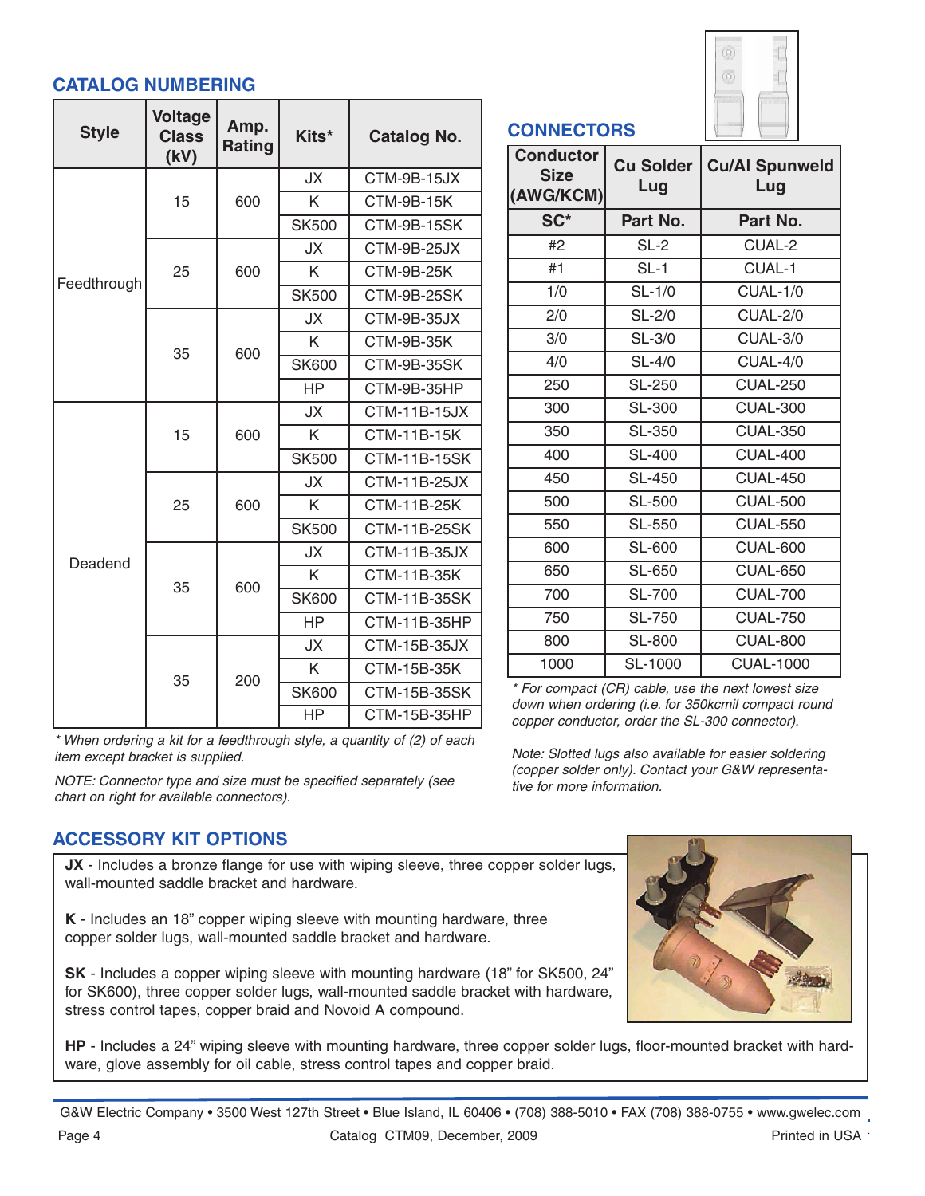## CATALOG NUMBERING

| Style | Voltage Class (kV) | Amp. Rating | Kits* | Catalog No. |
|---|---|---|---|---|
| Feedthrough | 15 | 600 | JX | CTM-9B-15JX |
| | | | K | CTM-9B-15K |
| | | | SK500 | CTM-9B-15SK |
| | 25 | 600 | JX | CTM-9B-25JX |
| | | | K | CTM-9B-25K |
| | | | SK500 | CTM-9B-25SK |
| | 35 | 600 | JX | CTM-9B-35JX |
| | | | K | CTM-9B-35K |
| | | | SK600 | CTM-9B-35SK |
| | | | HP | CTM-9B-35HP |
| Deadend | 15 | 600 | JX | CTM-11B-15JX |
| | | | K | CTM-11B-15K |
| | | | SK500 | CTM-11B-15SK |
| | 25 | 600 | JX | CTM-11B-25JX |
| | | | K | CTM-11B-25K |
| | | | SK500 | CTM-11B-25SK |
| | 35 | 600 | JX | CTM-11B-35JX |
| | | | K | CTM-11B-35K |
| | | | SK600 | CTM-11B-35SK |
| | | | HP | CTM-11B-35HP |
| | 35 | 200 | JX | CTM-15B-35JX |
| | | | K | CTM-15B-35K |
| | | | SK600 | CTM-15B-35SK |
| | | | HP | CTM-15B-35HP |

*\* When ordering a kit for a feedthrough style, a quantity of (2) of each item except bracket is supplied.*

*NOTE: Connector type and size must be specified separately (see chart on right for available connectors).*

## CONNECTORS

| Conductor Size (AWG/KCM) | Cu Solder Lug | Cu/Al Spunweld Lug |
|---|---|---|
| SC* | Part No. | Part No. |
| #2 | SL-2 | CUAL-2 |
| #1 | SL-1 | CUAL-1 |
| 1/0 | SL-1/0 | CUAL-1/0 |
| 2/0 | SL-2/0 | CUAL-2/0 |
| 3/0 | SL-3/0 | CUAL-3/0 |
| 4/0 | SL-4/0 | CUAL-4/0 |
| 250 | SL-250 | CUAL-250 |
| 300 | SL-300 | CUAL-300 |
| 350 | SL-350 | CUAL-350 |
| 400 | SL-400 | CUAL-400 |
| 450 | SL-450 | CUAL-450 |
| 500 | SL-500 | CUAL-500 |
| 550 | SL-550 | CUAL-550 |
| 600 | SL-600 | CUAL-600 |
| 650 | SL-650 | CUAL-650 |
| 700 | SL-700 | CUAL-700 |
| 750 | SL-750 | CUAL-750 |
| 800 | SL-800 | CUAL-800 |
| 1000 | SL-1000 | CUAL-1000 |

*\* For compact (CR) cable, use the next lowest size down when ordering (i.e. for 350kcmil compact round copper conductor, order the SL-300 connector).*

*Note: Slotted lugs also available for easier soldering (copper solder only). Contact your G&W representative for more information.*

## ACCESSORY KIT OPTIONS

**JX** - Includes a bronze flange for use with wiping sleeve, three copper solder lugs, wall-mounted saddle bracket and hardware.

**K** - Includes an 18" copper wiping sleeve with mounting hardware, three copper solder lugs, wall-mounted saddle bracket and hardware.

**SK** - Includes a copper wiping sleeve with mounting hardware (18" for SK500, 24" for SK600), three copper solder lugs, wall-mounted saddle bracket with hardware, stress control tapes, copper braid and Novoid A compound.

**HP** - Includes a 24" wiping sleeve with mounting hardware, three copper solder lugs, floor-mounted bracket with hardware, glove assembly for oil cable, stress control tapes and copper braid.

G&W Electric Company • 3500 West 127th Street • Blue Island, IL 60406 • (708) 388-5010 • FAX (708) 388-0755 • www.gwelec.com

Catalog CTM09, December, 2009

Printed in USA